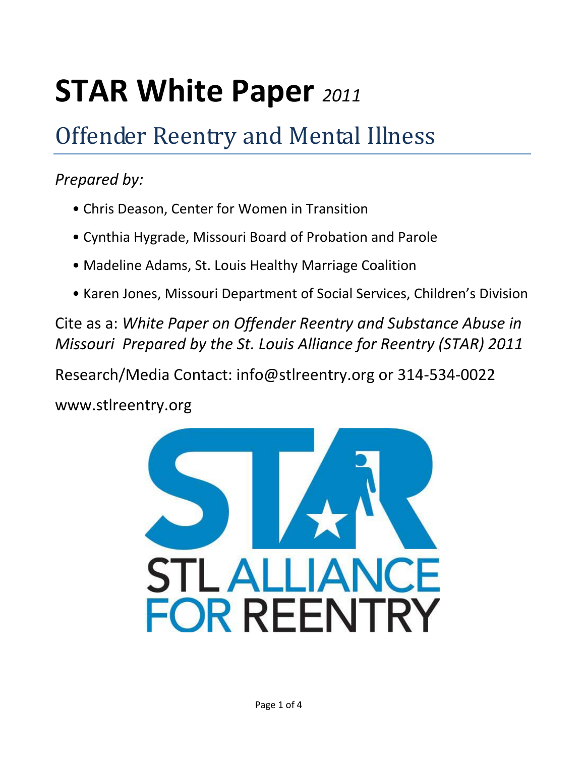# STAR White Paper *2011*

## Offender Reentry and Mental Illness

*Prepared by:*

- Chris Deason, Center for Women in Transition
- Cynthia Hygrade, Missouri Board of Probation and Parole
- Madeline Adams, St. Louis Healthy Marriage Coalition
- Karen Jones, Missouri Department of Social Services, Children's Division

Cite as a: *White Paper on Offender Reentry and Substance Abuse in Missouri Prepared by the St. Louis Alliance for Reentry (STAR) 2011*

Research/Media Contact: info@stlreentry.org or 314-534-0022

www.stlreentry.org

STL ALLIANCE FOR REENTRY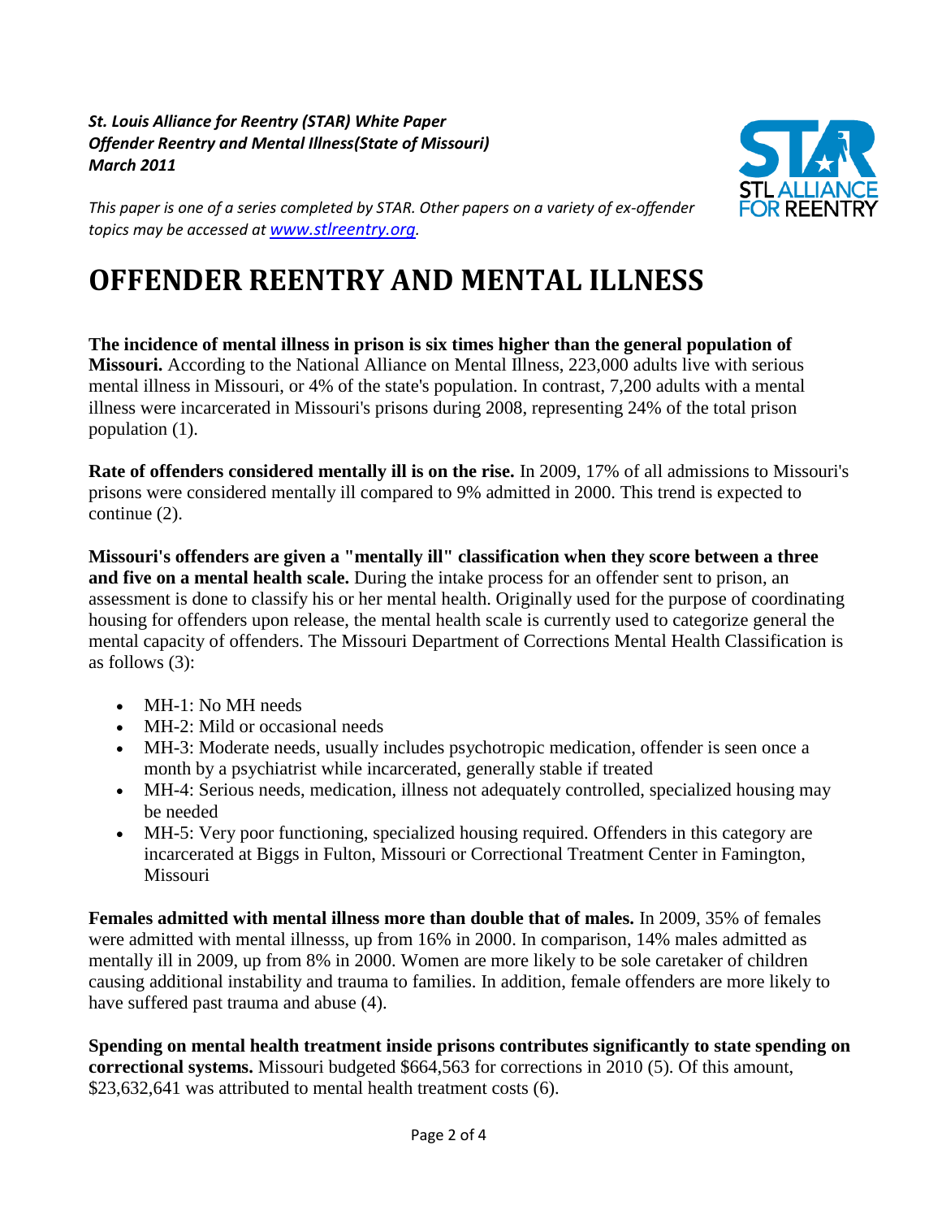*St. Louis Alliance for Reentry (STAR) White Paper*
*Offender Reentry and Mental Illness(State of Missouri)*
*March 2011*

*This paper is one of a series completed by STAR. Other papers on a variety of ex-offender topics may be accessed at [www.stlreentry.org](http://www.stlreentry.org).*

# OFFENDER REENTRY AND MENTAL ILLNESS

**The incidence of mental illness in prison is six times higher than the general population of Missouri.** According to the National Alliance on Mental Illness, 223,000 adults live with serious mental illness in Missouri, or 4% of the state's population. In contrast, 7,200 adults with a mental illness were incarcerated in Missouri's prisons during 2008, representing 24% of the total prison population (1).

**Rate of offenders considered mentally ill is on the rise.** In 2009, 17% of all admissions to Missouri's prisons were considered mentally ill compared to 9% admitted in 2000. This trend is expected to continue (2).

**Missouri's offenders are given a "mentally ill" classification when they score between a three and five on a mental health scale.** During the intake process for an offender sent to prison, an assessment is done to classify his or her mental health. Originally used for the purpose of coordinating housing for offenders upon release, the mental health scale is currently used to categorize general the mental capacity of offenders. The Missouri Department of Corrections Mental Health Classification is as follows (3):

- MH-1: No MH needs
- MH-2: Mild or occasional needs
- MH-3: Moderate needs, usually includes psychotropic medication, offender is seen once a month by a psychiatrist while incarcerated, generally stable if treated
- MH-4: Serious needs, medication, illness not adequately controlled, specialized housing may be needed
- MH-5: Very poor functioning, specialized housing required. Offenders in this category are incarcerated at Biggs in Fulton, Missouri or Correctional Treatment Center in Famington, Missouri

**Females admitted with mental illness more than double that of males.** In 2009, 35% of females were admitted with mental illnesss, up from 16% in 2000. In comparison, 14% males admitted as mentally ill in 2009, up from 8% in 2000. Women are more likely to be sole caretaker of children causing additional instability and trauma to families. In addition, female offenders are more likely to have suffered past trauma and abuse (4).

**Spending on mental health treatment inside prisons contributes significantly to state spending on correctional systems.** Missouri budgeted $664,563 for corrections in 2010 (5). Of this amount, $23,632,641 was attributed to mental health treatment costs (6).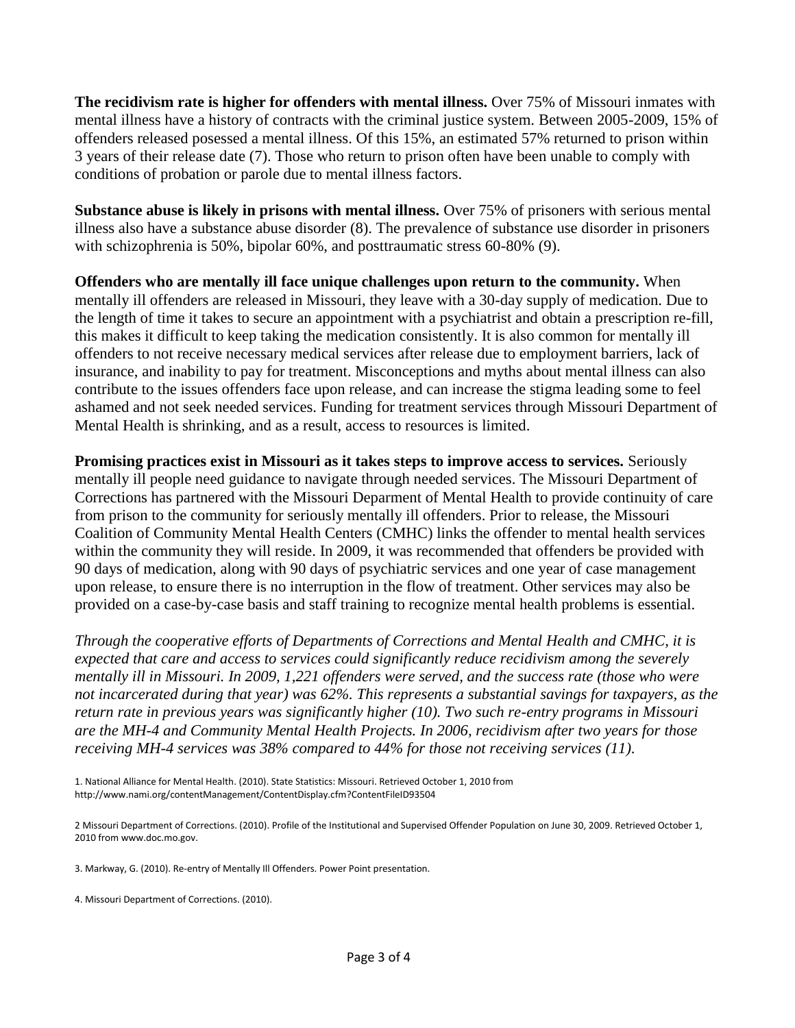**The recidivism rate is higher for offenders with mental illness.** Over 75% of Missouri inmates with mental illness have a history of contracts with the criminal justice system. Between 2005-2009, 15% of offenders released posessed a mental illness. Of this 15%, an estimated 57% returned to prison within 3 years of their release date (7). Those who return to prison often have been unable to comply with conditions of probation or parole due to mental illness factors.

**Substance abuse is likely in prisons with mental illness.** Over 75% of prisoners with serious mental illness also have a substance abuse disorder (8). The prevalence of substance use disorder in prisoners with schizophrenia is 50%, bipolar 60%, and posttraumatic stress 60-80% (9).

**Offenders who are mentally ill face unique challenges upon return to the community.** When mentally ill offenders are released in Missouri, they leave with a 30-day supply of medication. Due to the length of time it takes to secure an appointment with a psychiatrist and obtain a prescription re-fill, this makes it difficult to keep taking the medication consistently. It is also common for mentally ill offenders to not receive necessary medical services after release due to employment barriers, lack of insurance, and inability to pay for treatment. Misconceptions and myths about mental illness can also contribute to the issues offenders face upon release, and can increase the stigma leading some to feel ashamed and not seek needed services. Funding for treatment services through Missouri Department of Mental Health is shrinking, and as a result, access to resources is limited.

**Promising practices exist in Missouri as it takes steps to improve access to services.** Seriously mentally ill people need guidance to navigate through needed services. The Missouri Department of Corrections has partnered with the Missouri Deparment of Mental Health to provide continuity of care from prison to the community for seriously mentally ill offenders. Prior to release, the Missouri Coalition of Community Mental Health Centers (CMHC) links the offender to mental health services within the community they will reside. In 2009, it was recommended that offenders be provided with 90 days of medication, along with 90 days of psychiatric services and one year of case management upon release, to ensure there is no interruption in the flow of treatment. Other services may also be provided on a case-by-case basis and staff training to recognize mental health problems is essential.

*Through the cooperative efforts of Departments of Corrections and Mental Health and CMHC, it is expected that care and access to services could significantly reduce recidivism among the severely mentally ill in Missouri. In 2009, 1,221 offenders were served, and the success rate (those who were not incarcerated during that year) was 62%. This represents a substantial savings for taxpayers, as the return rate in previous years was significantly higher (10). Two such re-entry programs in Missouri are the MH-4 and Community Mental Health Projects. In 2006, recidivism after two years for those receiving MH-4 services was 38% compared to 44% for those not receiving services (11).*

1. National Alliance for Mental Health. (2010). State Statistics: Missouri. Retrieved October 1, 2010 from http://www.nami.org/contentManagement/ContentDisplay.cfm?ContentFileID93504

2 Missouri Department of Corrections. (2010). Profile of the Institutional and Supervised Offender Population on June 30, 2009. Retrieved October 1, 2010 from www.doc.mo.gov.

3. Markway, G. (2010). Re-entry of Mentally Ill Offenders. Power Point presentation.

4. Missouri Department of Corrections. (2010).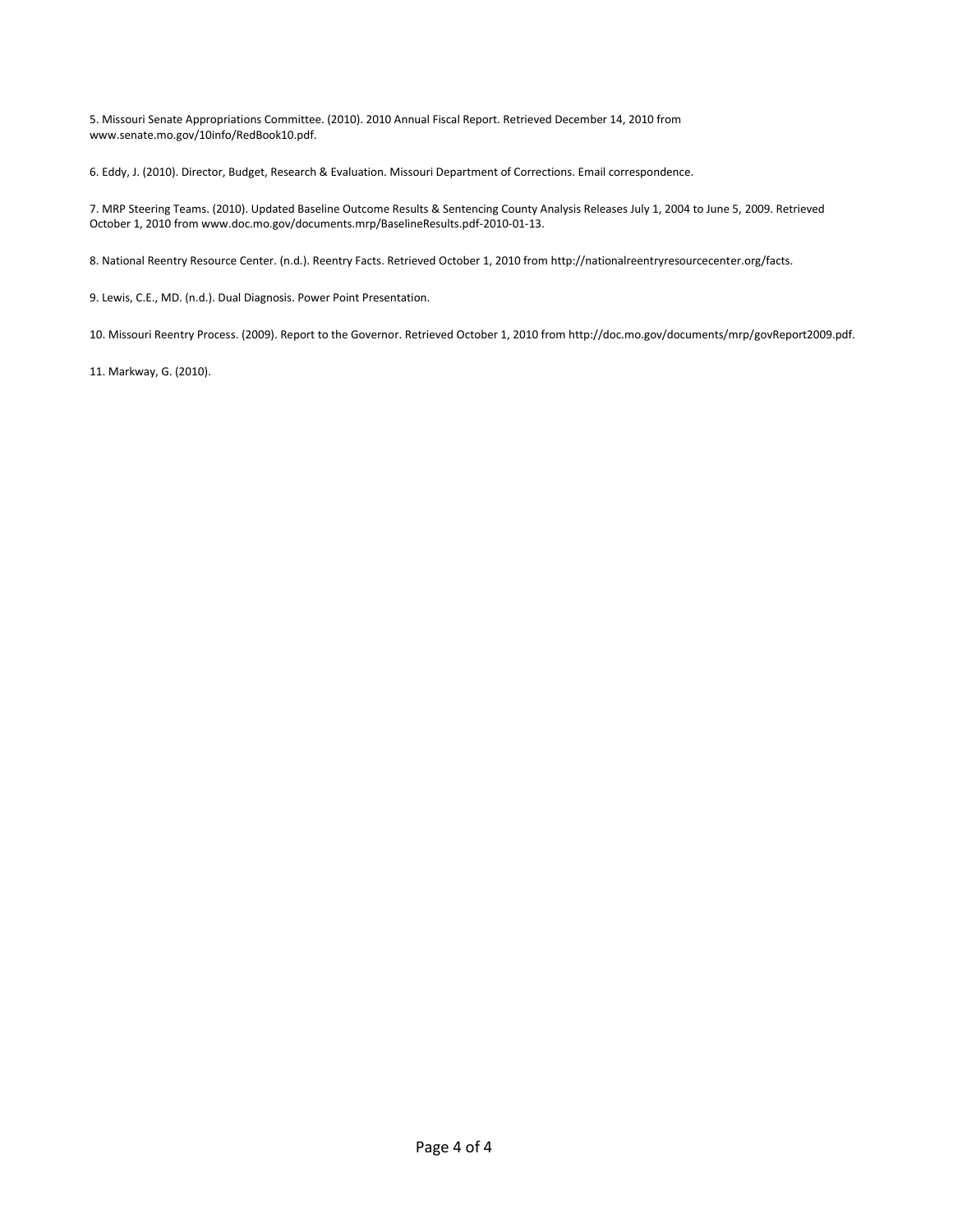5. Missouri Senate Appropriations Committee. (2010). 2010 Annual Fiscal Report. Retrieved December 14, 2010 from www.senate.mo.gov/10info/RedBook10.pdf.

6. Eddy, J. (2010). Director, Budget, Research & Evaluation. Missouri Department of Corrections. Email correspondence.

7. MRP Steering Teams. (2010). Updated Baseline Outcome Results & Sentencing County Analysis Releases July 1, 2004 to June 5, 2009. Retrieved October 1, 2010 from www.doc.mo.gov/documents.mrp/BaselineResults.pdf-2010-01-13.

8. National Reentry Resource Center. (n.d.). Reentry Facts. Retrieved October 1, 2010 from http://nationalreentryresourcecenter.org/facts.

9. Lewis, C.E., MD. (n.d.). Dual Diagnosis. Power Point Presentation.

10. Missouri Reentry Process. (2009). Report to the Governor. Retrieved October 1, 2010 from http://doc.mo.gov/documents/mrp/govReport2009.pdf.

11. Markway, G. (2010).